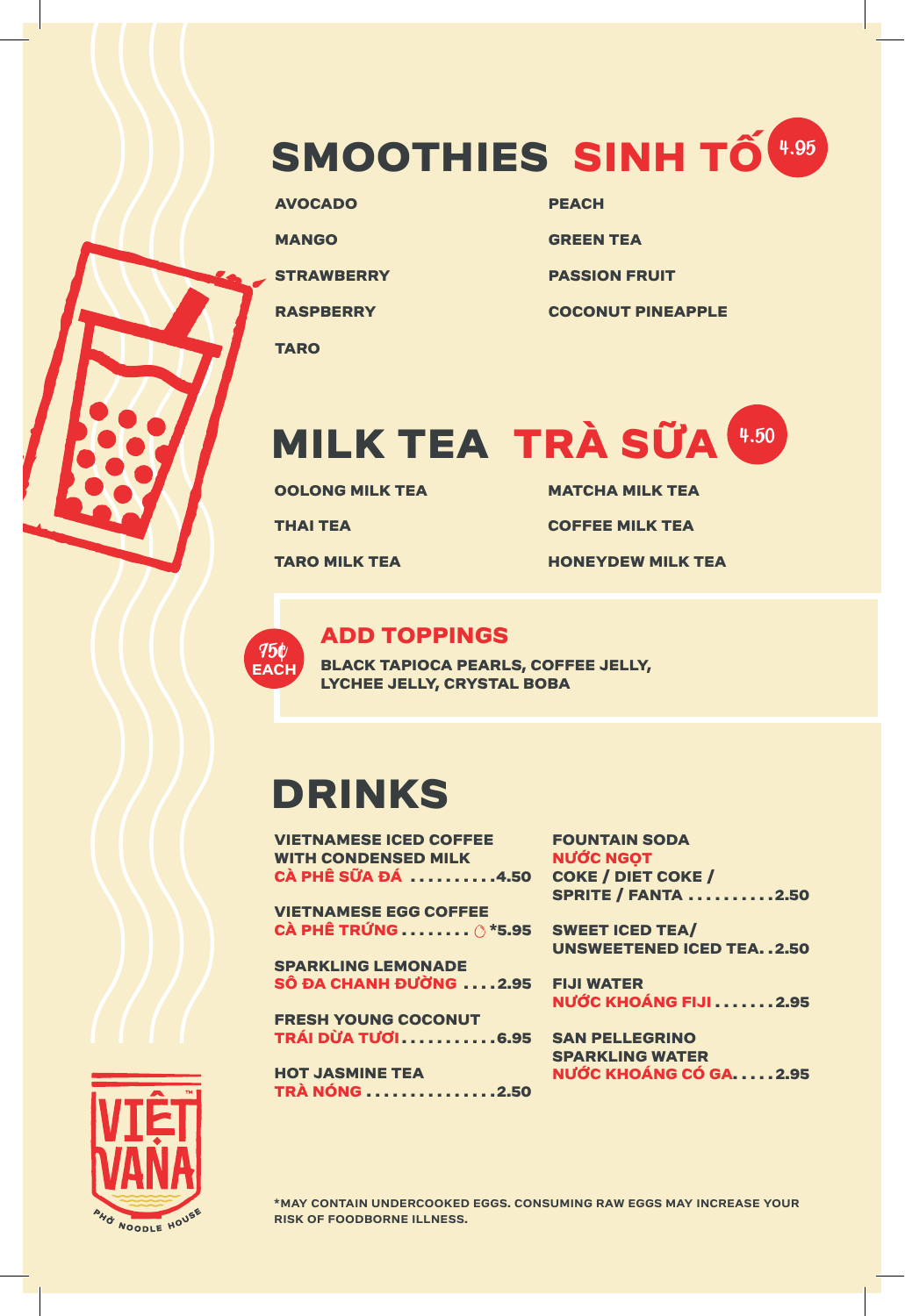# SMOOTHIES SINH TỐ 4.95

- AVOCADO
- MANGO
- STRAWBERRY
- RASPBERRY
- TARO
- PEACH
- GREEN TEA
- PASSION FRUIT
- COCONUT PINEAPPLE

# MILK TEA TRÀ SỮA 4.50

- OOLONG MILK TEA
- THAI TEA
- TARO MILK TEA
- MATCHA MILK TEA
- COFFEE MILK TEA
- HONEYDEW MILK TEA

## ADD TOPPINGS

75¢ EACH

BLACK TAPIOCA PEARLS, COFFEE JELLY, LYCHEE JELLY, CRYSTAL BOBA

# DRINKS

**VIETNAMESE ICED COFFEE WITH CONDENSED MILK**
CÀ PHÊ SỮA ĐÁ .......... 4.50

**VIETNAMESE EGG COFFEE**
CÀ PHÊ TRỨNG ........ *5.95

**SPARKLING LEMONADE**
SÔ ĐA CHANH ĐƯỜNG .... 2.95

**FRESH YOUNG COCONUT**
TRÁI DỪA TƯƠI ........... 6.95

**HOT JASMINE TEA**
TRÀ NÓNG ............... 2.50

**FOUNTAIN SODA**
NƯỚC NGỌT
COKE / DIET COKE / SPRITE / FANTA .......... 2.50

**SWEET ICED TEA/ UNSWEETENED ICED TEA** .. 2.50

**FIJI WATER**
NƯỚC KHOÁNG FIJI ....... 2.95

**SAN PELLEGRINO SPARKLING WATER**
NƯỚC KHOÁNG CÓ GA..... 2.95

VIỆT VANA™ PHỞ NOODLE HOUSE

*MAY CONTAIN UNDERCOOKED EGGS. CONSUMING RAW EGGS MAY INCREASE YOUR RISK OF FOODBORNE ILLNESS.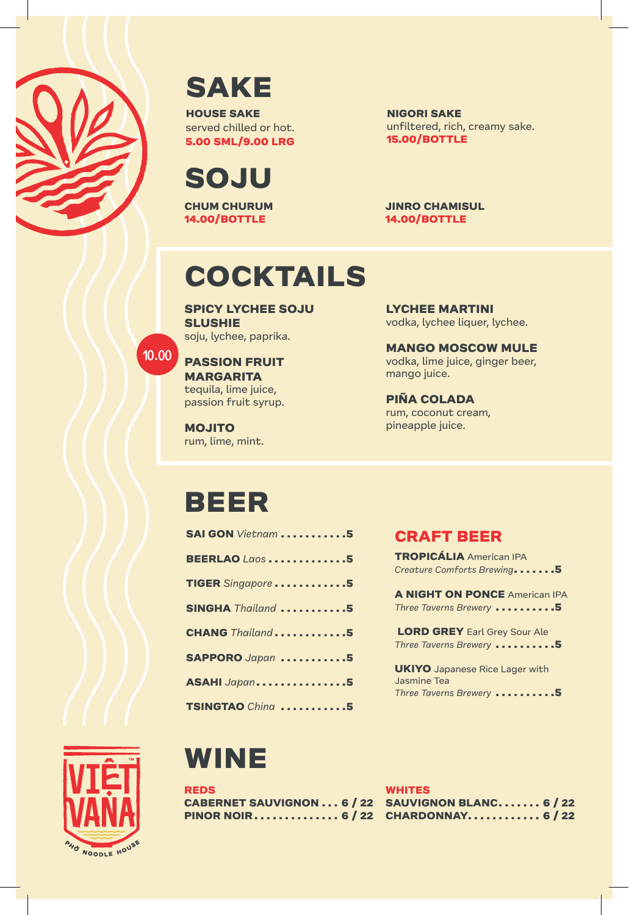# SAKE

**HOUSE SAKE**
served chilled or hot.
**5.00 SML/9.00 LRG**

**NIGORI SAKE**
unfiltered, rich, creamy sake.
**15.00/BOTTLE**

# SOJU

**CHUM CHURUM**
**14.00/BOTTLE**

**JINRO CHAMISUL**
**14.00/BOTTLE**

# COCKTAILS

10.00

**SPICY LYCHEE SOJU SLUSHIE**
soju, lychee, paprika.

**PASSION FRUIT MARGARITA**
tequila, lime juice, passion fruit syrup.

**MOJITO**
rum, lime, mint.

**LYCHEE MARTINI**
vodka, lychee liquer, lychee.

**MANGO MOSCOW MULE**
vodka, lime juice, ginger beer, mango juice.

**PIÑA COLADA**
rum, coconut cream, pineapple juice.

# BEER

**SAI GON** *Vietnam* ........... **5**

**BEERLAO** *Laos* ............. **5**

**TIGER** *Singapore* ............ **5**

**SINGHA** *Thailand* ........... **5**

**CHANG** *Thailand* ............ **5**

**SAPPORO** *Japan* ........... **5**

**ASAHI** *Japan* ............... **5**

**TSINGTAO** *China* ........... **5**

## CRAFT BEER

**TROPICÁLIA** American IPA
*Creature Comforts Brewing* ....... **5**

**A NIGHT ON PONCE** American IPA
*Three Taverns Brewery* .......... **5**

**LORD GREY** Earl Grey Sour Ale
*Three Taverns Brewery* .......... **5**

**UKIYO** Japanese Rice Lager with Jasmine Tea
*Three Taverns Brewery* .......... **5**

# WINE

**REDS**
**CABERNET SAUVIGNON . . . 6 / 22**
**PINOR NOIR . . . . . . . . . . . . . . 6 / 22**

**WHITES**
**SAUVIGNON BLANC. . . . . . . 6 / 22**
**CHARDONNAY. . . . . . . . . . . . 6 / 22**

VIỆT VANA™
PHỞ NOODLE HOUSE